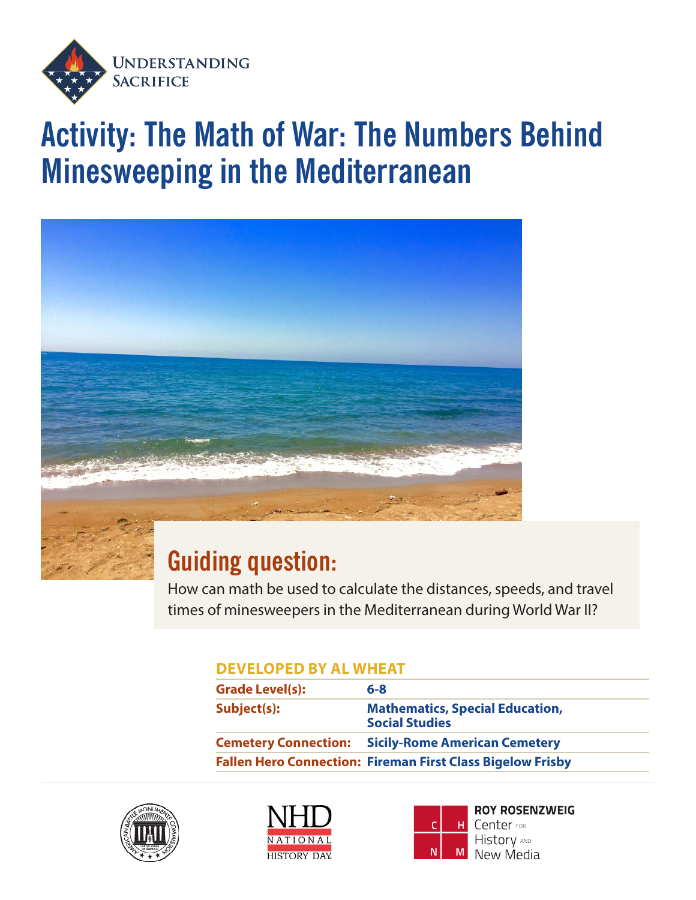Understanding Sacrifice

# Activity: The Math of War: The Numbers Behind Minesweeping in the Mediterranean

## Guiding question:

How can math be used to calculate the distances, speeds, and travel times of minesweepers in the Mediterranean during World War II?

**DEVELOPED BY AL WHEAT**

| | |
|---|---|
| **Grade Level(s):** | **6-8** |
| **Subject(s):** | **Mathematics, Special Education, Social Studies** |
| **Cemetery Connection:** | **Sicily-Rome American Cemetery** |
| **Fallen Hero Connection:** | **Fireman First Class Bigelow Frisby** |

American Battle Monuments Commission

NHD National History Day

Roy Rosenzweig Center for History and New Media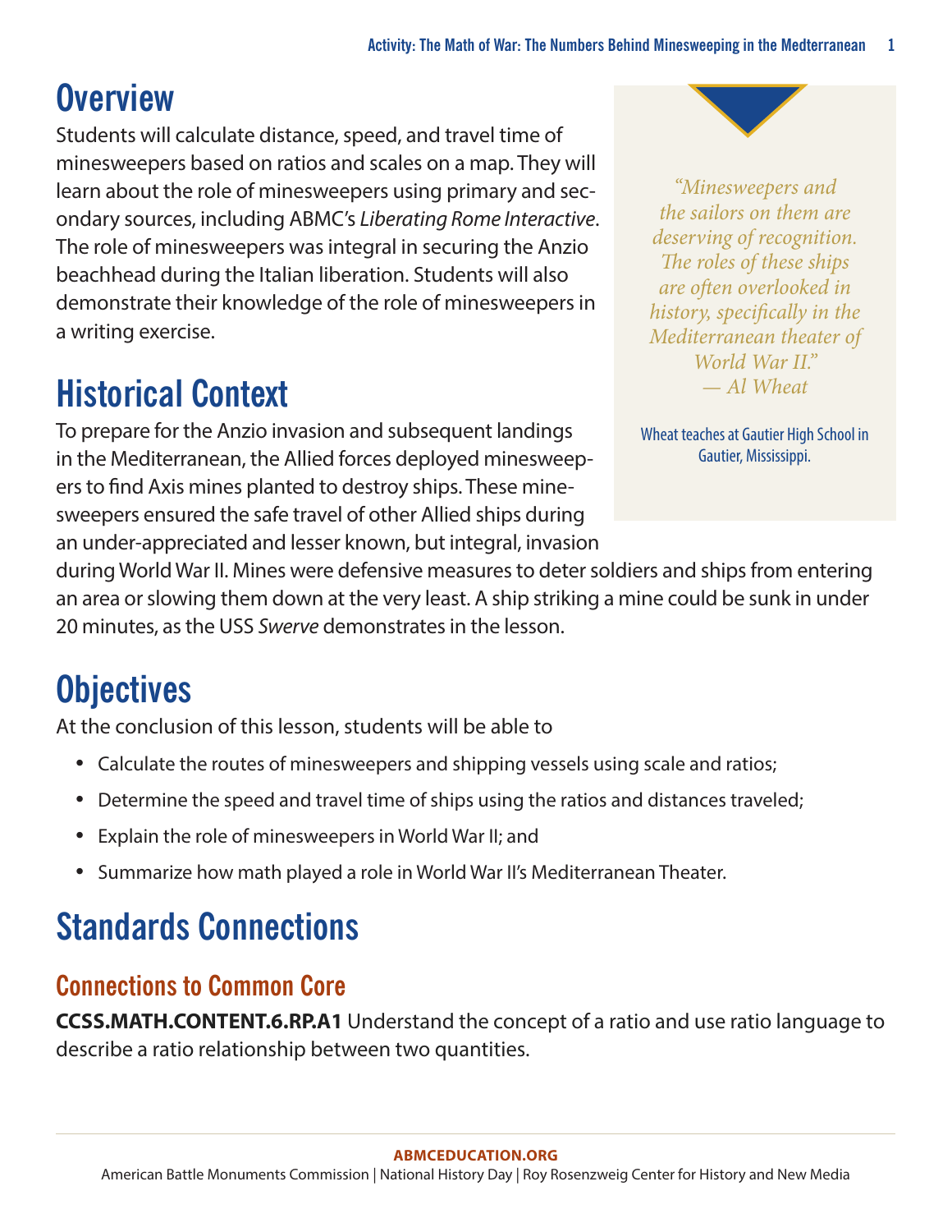## Overview

Students will calculate distance, speed, and travel time of minesweepers based on ratios and scales on a map. They will learn about the role of minesweepers using primary and secondary sources, including ABMC's *Liberating Rome Interactive*. The role of minesweepers was integral in securing the Anzio beachhead during the Italian liberation. Students will also demonstrate their knowledge of the role of minesweepers in a writing exercise.

> *"Minesweepers and the sailors on them are deserving of recognition. The roles of these ships are often overlooked in history, specifically in the Mediterranean theater of World War II."*
> *— Al Wheat*
>
> Wheat teaches at Gautier High School in Gautier, Mississippi.

## Historical Context

To prepare for the Anzio invasion and subsequent landings in the Mediterranean, the Allied forces deployed minesweepers to find Axis mines planted to destroy ships. These minesweepers ensured the safe travel of other Allied ships during an under-appreciated and lesser known, but integral, invasion during World War II. Mines were defensive measures to deter soldiers and ships from entering an area or slowing them down at the very least. A ship striking a mine could be sunk in under 20 minutes, as the USS *Swerve* demonstrates in the lesson.

## Objectives

At the conclusion of this lesson, students will be able to

- Calculate the routes of minesweepers and shipping vessels using scale and ratios;
- Determine the speed and travel time of ships using the ratios and distances traveled;
- Explain the role of minesweepers in World War II; and
- Summarize how math played a role in World War II's Mediterranean Theater.

## Standards Connections

### Connections to Common Core

**CCSS.MATH.CONTENT.6.RP.A1** Understand the concept of a ratio and use ratio language to describe a ratio relationship between two quantities.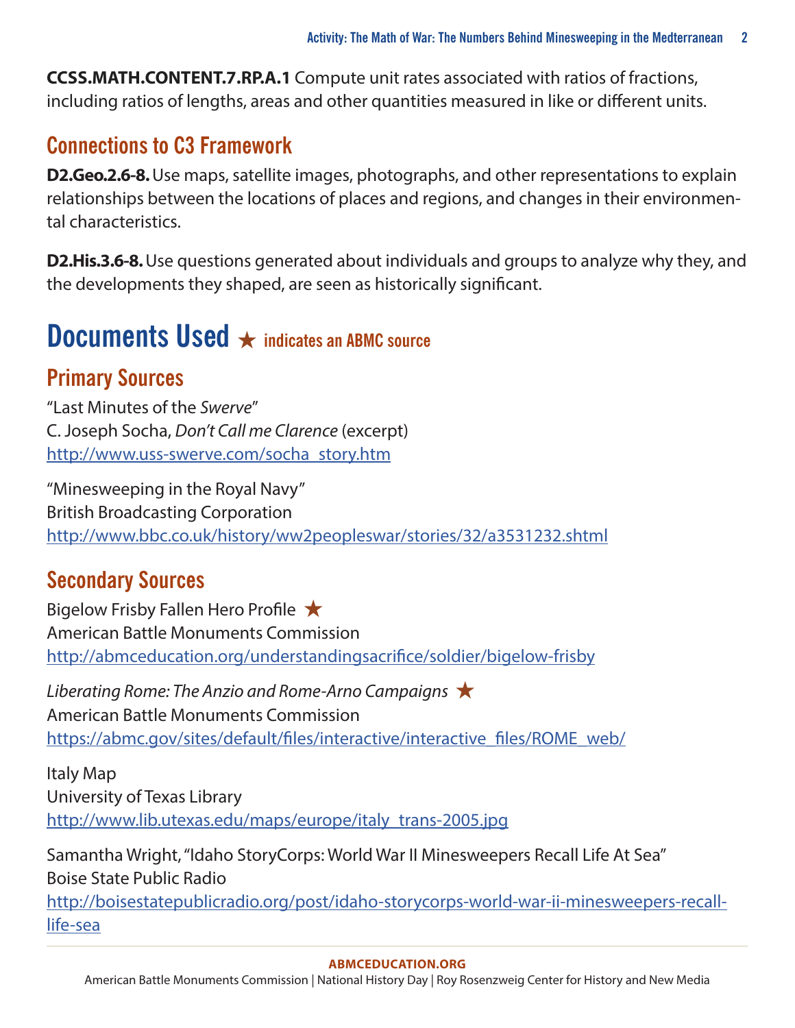**CCSS.MATH.CONTENT.7.RP.A.1** Compute unit rates associated with ratios of fractions, including ratios of lengths, areas and other quantities measured in like or different units.

## Connections to C3 Framework

**D2.Geo.2.6-8.** Use maps, satellite images, photographs, and other representations to explain relationships between the locations of places and regions, and changes in their environmental characteristics.

**D2.His.3.6-8.** Use questions generated about individuals and groups to analyze why they, and the developments they shaped, are seen as historically significant.

# Documents Used ★ indicates an ABMC source

## Primary Sources

"Last Minutes of the *Swerve*"
C. Joseph Socha, *Don't Call me Clarence* (excerpt)
http://www.uss-swerve.com/socha_story.htm

"Minesweeping in the Royal Navy"
British Broadcasting Corporation
http://www.bbc.co.uk/history/ww2peopleswar/stories/32/a3531232.shtml

## Secondary Sources

Bigelow Frisby Fallen Hero Profile ★
American Battle Monuments Commission
http://abmceducation.org/understandingsacrifice/soldier/bigelow-frisby

*Liberating Rome: The Anzio and Rome-Arno Campaigns* ★
American Battle Monuments Commission
https://abmc.gov/sites/default/files/interactive/interactive_files/ROME_web/

Italy Map
University of Texas Library
http://www.lib.utexas.edu/maps/europe/italy_trans-2005.jpg

Samantha Wright, "Idaho StoryCorps: World War II Minesweepers Recall Life At Sea"
Boise State Public Radio
http://boisestatepublicradio.org/post/idaho-storycorps-world-war-ii-minesweepers-recall-life-sea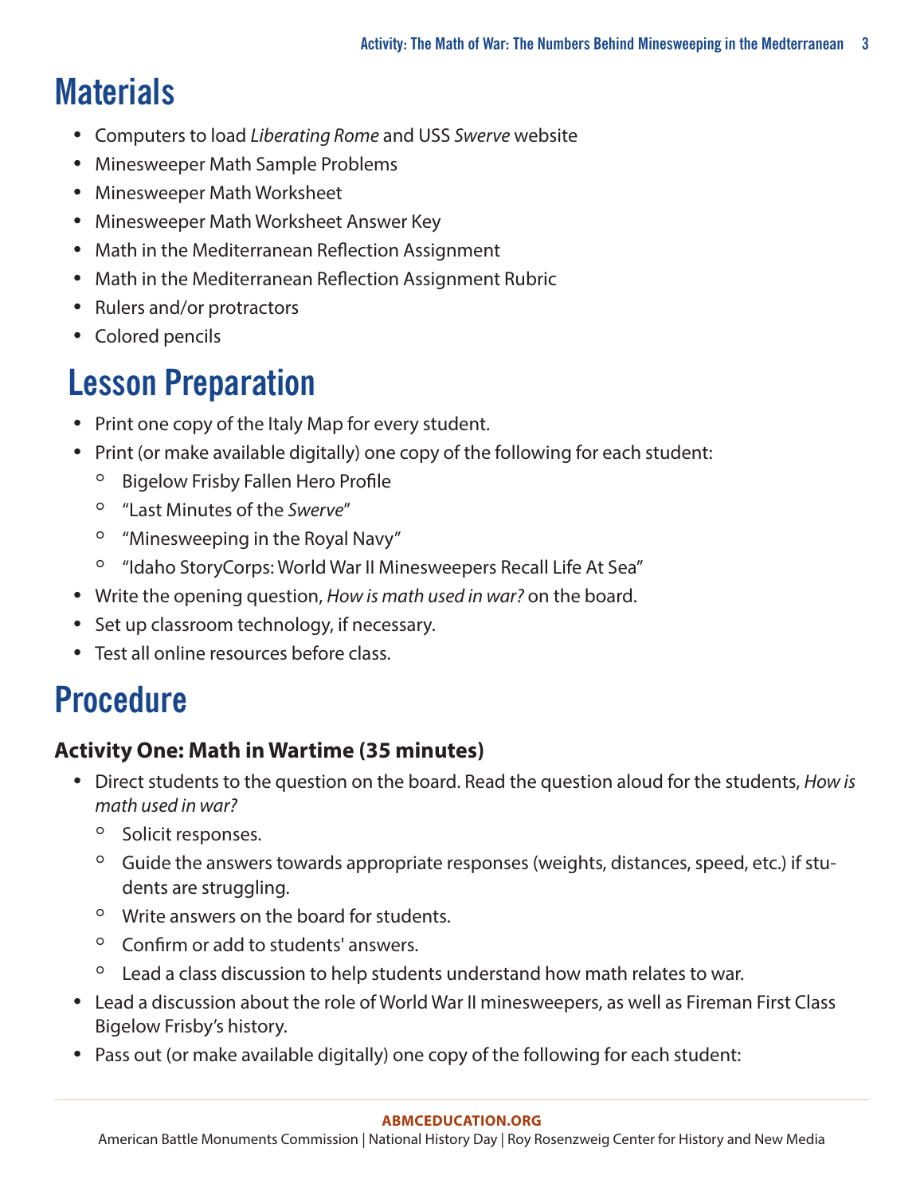# Materials

- Computers to load *Liberating Rome* and USS *Swerve* website
- Minesweeper Math Sample Problems
- Minesweeper Math Worksheet
- Minesweeper Math Worksheet Answer Key
- Math in the Mediterranean Reflection Assignment
- Math in the Mediterranean Reflection Assignment Rubric
- Rulers and/or protractors
- Colored pencils

# Lesson Preparation

- Print one copy of the Italy Map for every student.
- Print (or make available digitally) one copy of the following for each student:
    - Bigelow Frisby Fallen Hero Profile
    - "Last Minutes of the *Swerve*"
    - "Minesweeping in the Royal Navy"
    - "Idaho StoryCorps: World War II Minesweepers Recall Life At Sea"
- Write the opening question, *How is math used in war?* on the board.
- Set up classroom technology, if necessary.
- Test all online resources before class.

# Procedure

### Activity One: Math in Wartime (35 minutes)

- Direct students to the question on the board. Read the question aloud for the students, *How is math used in war?*
    - Solicit responses.
    - Guide the answers towards appropriate responses (weights, distances, speed, etc.) if students are struggling.
    - Write answers on the board for students.
    - Confirm or add to students' answers.
    - Lead a class discussion to help students understand how math relates to war.
- Lead a discussion about the role of World War II minesweepers, as well as Fireman First Class Bigelow Frisby's history.
- Pass out (or make available digitally) one copy of the following for each student: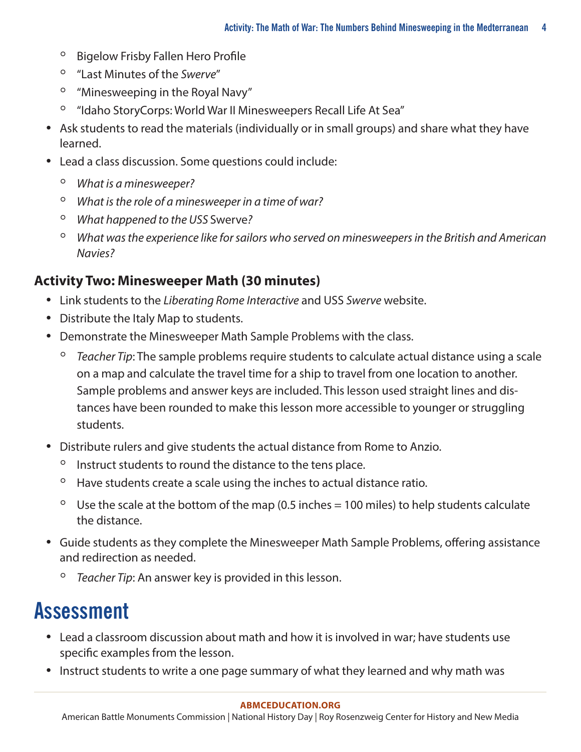- Bigelow Frisby Fallen Hero Profile
    - "Last Minutes of the *Swerve*"
    - "Minesweeping in the Royal Navy"
    - "Idaho StoryCorps: World War II Minesweepers Recall Life At Sea"
- Ask students to read the materials (individually or in small groups) and share what they have learned.
- Lead a class discussion. Some questions could include:
    - *What is a minesweeper?*
    - *What is the role of a minesweeper in a time of war?*
    - *What happened to the USS* Swerve*?*
    - *What was the experience like for sailors who served on minesweepers in the British and American Navies?*

### Activity Two: Minesweeper Math (30 minutes)

- Link students to the *Liberating Rome Interactive* and USS *Swerve* website.
- Distribute the Italy Map to students.
- Demonstrate the Minesweeper Math Sample Problems with the class.
    - *Teacher Tip*: The sample problems require students to calculate actual distance using a scale on a map and calculate the travel time for a ship to travel from one location to another. Sample problems and answer keys are included. This lesson used straight lines and distances have been rounded to make this lesson more accessible to younger or struggling students.
- Distribute rulers and give students the actual distance from Rome to Anzio.
    - Instruct students to round the distance to the tens place.
    - Have students create a scale using the inches to actual distance ratio.
    - Use the scale at the bottom of the map (0.5 inches = 100 miles) to help students calculate the distance.
- Guide students as they complete the Minesweeper Math Sample Problems, offering assistance and redirection as needed.
    - *Teacher Tip*: An answer key is provided in this lesson.

# Assessment

- Lead a classroom discussion about math and how it is involved in war; have students use specific examples from the lesson.
- Instruct students to write a one page summary of what they learned and why math was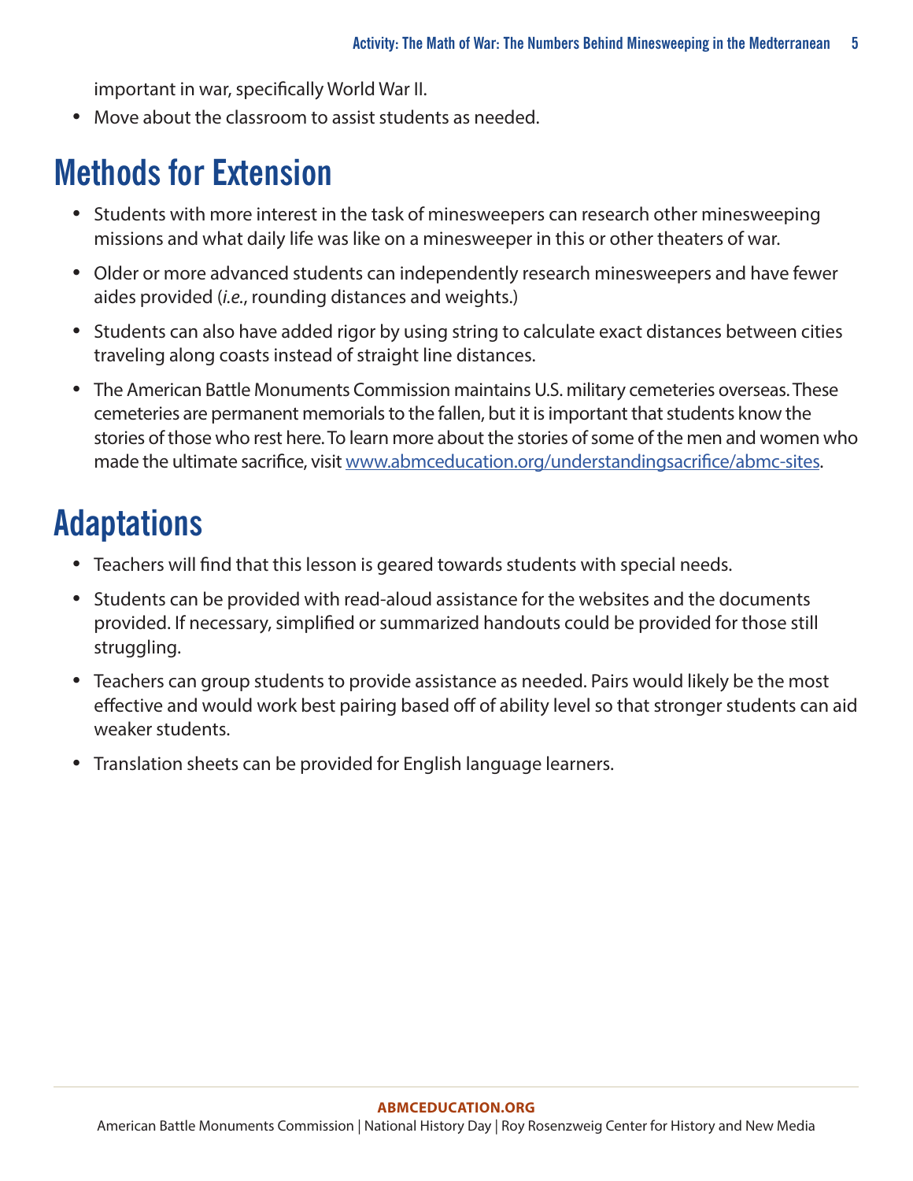important in war, specifically World War II.

- Move about the classroom to assist students as needed.

# Methods for Extension

- Students with more interest in the task of minesweepers can research other minesweeping missions and what daily life was like on a minesweeper in this or other theaters of war.
- Older or more advanced students can independently research minesweepers and have fewer aides provided (*i.e.*, rounding distances and weights.)
- Students can also have added rigor by using string to calculate exact distances between cities traveling along coasts instead of straight line distances.
- The American Battle Monuments Commission maintains U.S. military cemeteries overseas. These cemeteries are permanent memorials to the fallen, but it is important that students know the stories of those who rest here. To learn more about the stories of some of the men and women who made the ultimate sacrifice, visit [www.abmceducation.org/understandingsacrifice/abmc-sites](www.abmceducation.org/understandingsacrifice/abmc-sites).

# Adaptations

- Teachers will find that this lesson is geared towards students with special needs.
- Students can be provided with read-aloud assistance for the websites and the documents provided. If necessary, simplified or summarized handouts could be provided for those still struggling.
- Teachers can group students to provide assistance as needed. Pairs would likely be the most effective and would work best pairing based off of ability level so that stronger students can aid weaker students.
- Translation sheets can be provided for English language learners.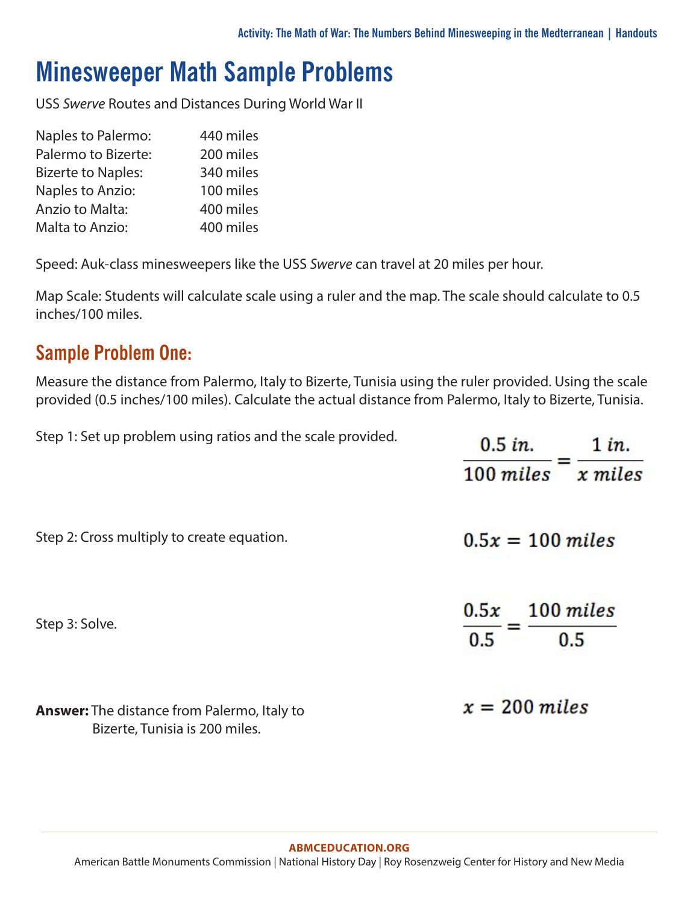# Minesweeper Math Sample Problems

USS *Swerve* Routes and Distances During World War II

| | |
|---|---|
| Naples to Palermo: | 440 miles |
| Palermo to Bizerte: | 200 miles |
| Bizerte to Naples: | 340 miles |
| Naples to Anzio: | 100 miles |
| Anzio to Malta: | 400 miles |
| Malta to Anzio: | 400 miles |

Speed: Auk-class minesweepers like the USS *Swerve* can travel at 20 miles per hour.

Map Scale: Students will calculate scale using a ruler and the map. The scale should calculate to 0.5 inches/100 miles.

## Sample Problem One:

Measure the distance from Palermo, Italy to Bizerte, Tunisia using the ruler provided. Using the scale provided (0.5 inches/100 miles). Calculate the actual distance from Palermo, Italy to Bizerte, Tunisia.

Step 1: Set up problem using ratios and the scale provided.

$$\frac{0.5\ in.}{100\ miles} = \frac{1\ in.}{x\ miles}$$

Step 2: Cross multiply to create equation.

$$0.5x = 100\ miles$$

Step 3: Solve.

$$\frac{0.5x}{0.5} = \frac{100\ miles}{0.5}$$

$$x = 200\ miles$$

**Answer:** The distance from Palermo, Italy to Bizerte, Tunisia is 200 miles.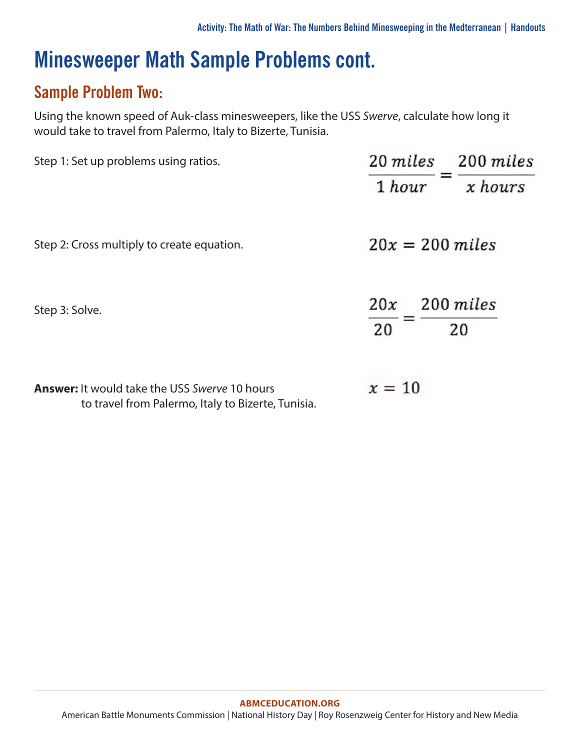# Minesweeper Math Sample Problems cont.

## Sample Problem Two:

Using the known speed of Auk-class minesweepers, like the USS *Swerve*, calculate how long it would take to travel from Palermo, Italy to Bizerte, Tunisia.

Step 1: Set up problems using ratios.

$$\frac{20\ miles}{1\ hour} = \frac{200\ miles}{x\ hours}$$

Step 2: Cross multiply to create equation.

$$20x = 200\ miles$$

Step 3: Solve.

$$\frac{20x}{20} = \frac{200\ miles}{20}$$

**Answer:** It would take the USS *Swerve* 10 hours to travel from Palermo, Italy to Bizerte, Tunisia.

$$x = 10$$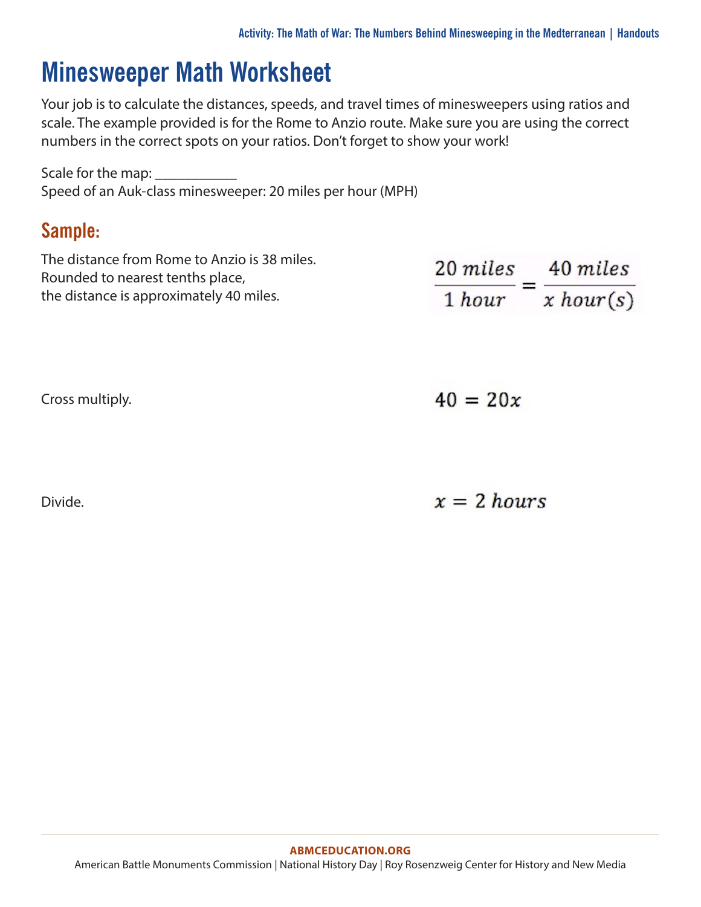# Minesweeper Math Worksheet

Your job is to calculate the distances, speeds, and travel times of minesweepers using ratios and scale. The example provided is for the Rome to Anzio route. Make sure you are using the correct numbers in the correct spots on your ratios. Don't forget to show your work!

Scale for the map: ___________

Speed of an Auk-class minesweeper: 20 miles per hour (MPH)

## Sample:

The distance from Rome to Anzio is 38 miles.
Rounded to nearest tenths place,
the distance is approximately 40 miles.

$$\frac{20\ miles}{1\ hour} = \frac{40\ miles}{x\ hour(s)}$$

Cross multiply.

$$40 = 20x$$

Divide.

$$x = 2\ hours$$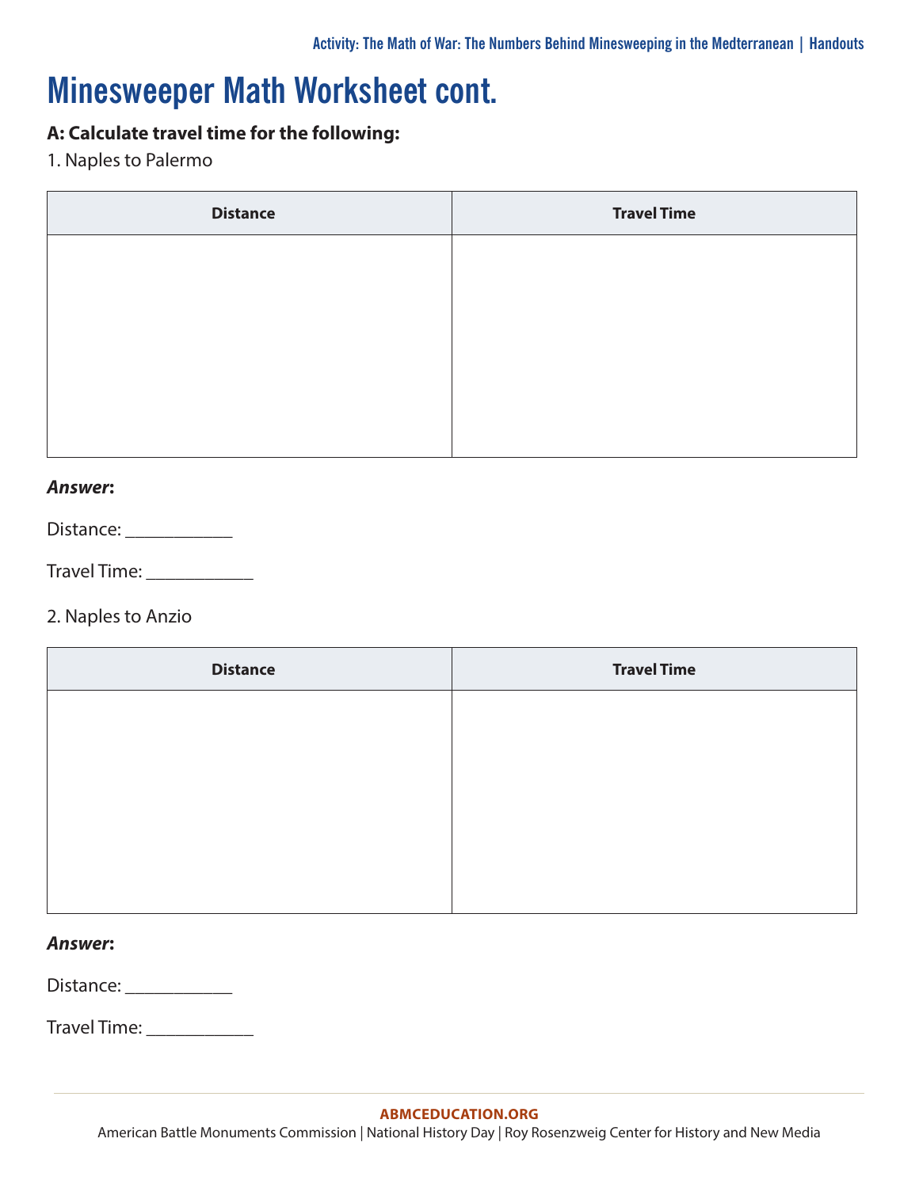# Minesweeper Math Worksheet cont.

**A: Calculate travel time for the following:**

1. Naples to Palermo

| Distance | Travel Time |
|---|---|
| | |

***Answer*:**

Distance: ___________

Travel Time: ___________

2. Naples to Anzio

| Distance | Travel Time |
|---|---|
| | |

***Answer*:**

Distance: ___________

Travel Time: ___________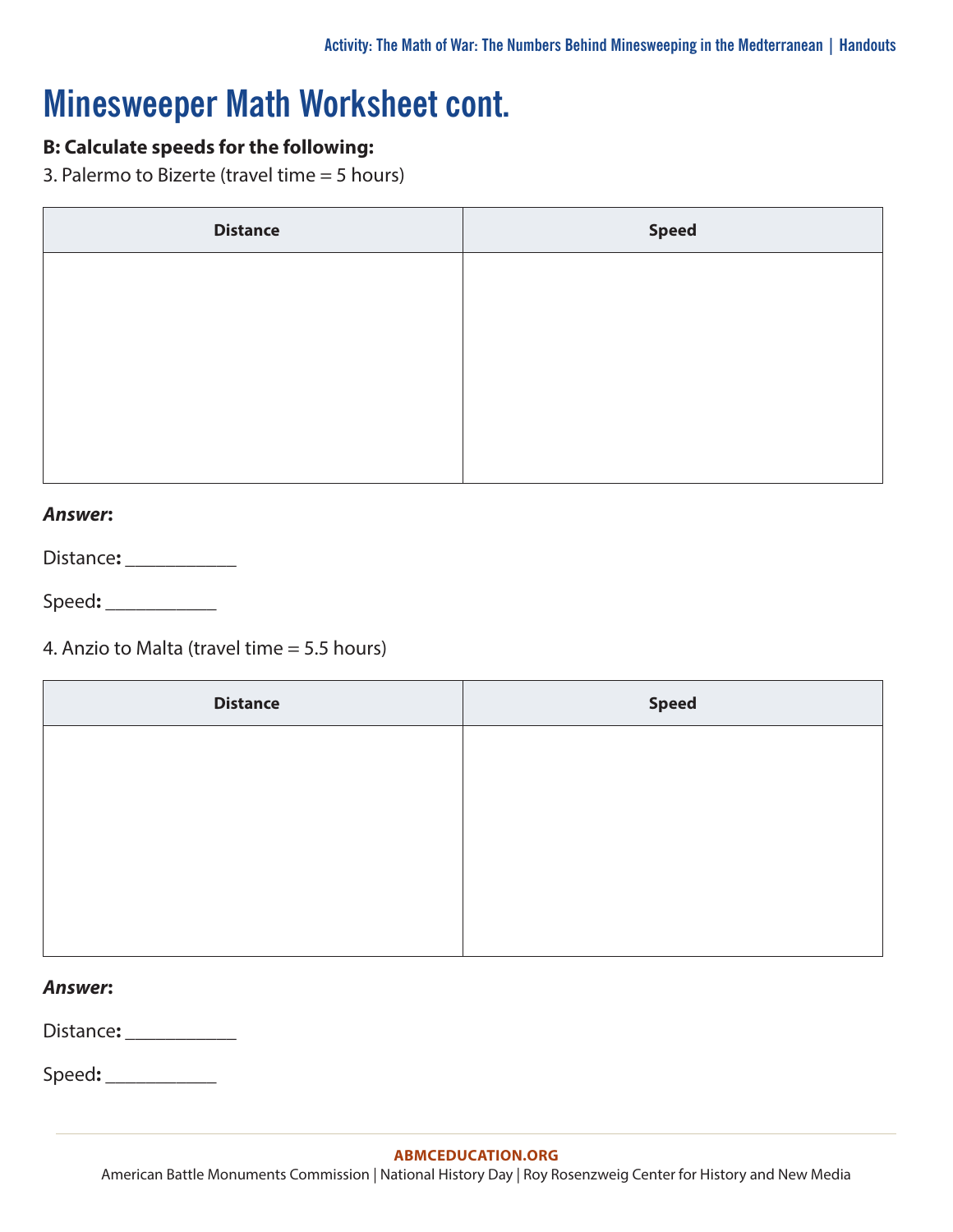# Minesweeper Math Worksheet cont.

**B: Calculate speeds for the following:**

3. Palermo to Bizerte (travel time = 5 hours)

| Distance | Speed |
| --- | --- |
| | |

***Answer*:**

Distance: ___________

Speed: ___________

4. Anzio to Malta (travel time = 5.5 hours)

| Distance | Speed |
| --- | --- |
| | |

***Answer*:**

Distance: ___________

Speed: ___________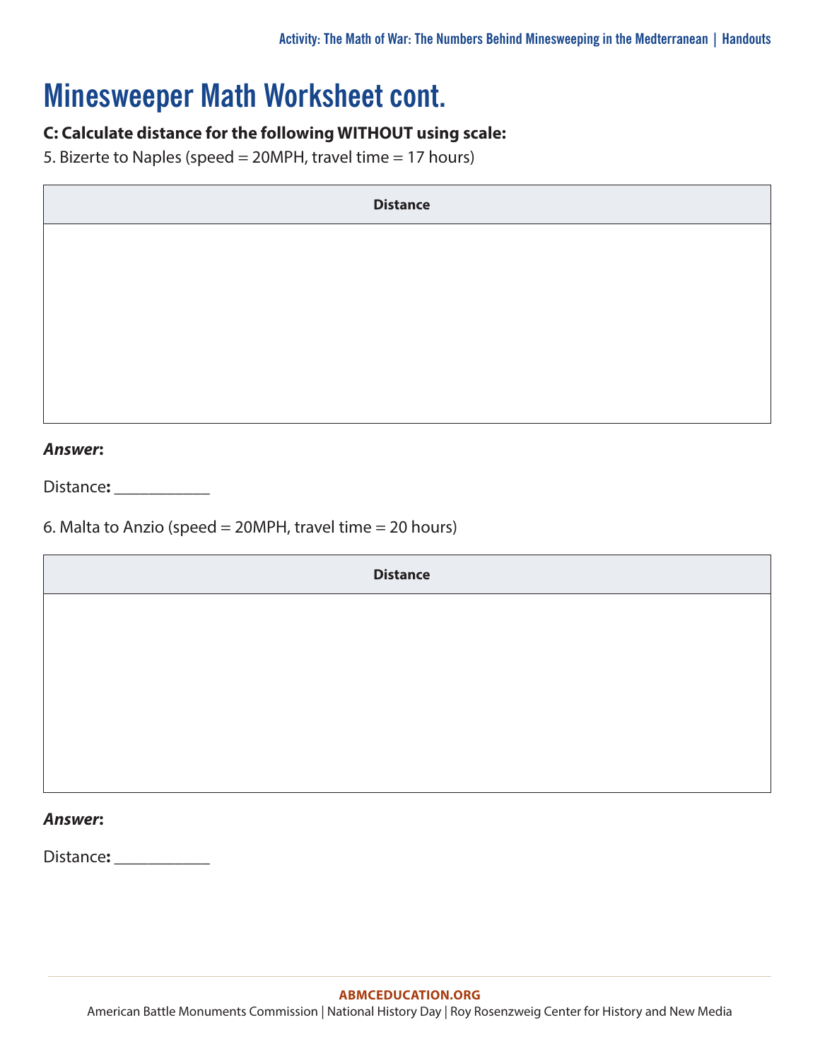# Minesweeper Math Worksheet cont.

**C: Calculate distance for the following WITHOUT using scale:**

5. Bizerte to Naples (speed = 20MPH, travel time = 17 hours)

| Distance |
| --- |
| |

***Answer*:**

Distance**:** ___________

6. Malta to Anzio (speed = 20MPH, travel time = 20 hours)

| Distance |
| --- |
| |

***Answer*:**

Distance**:** ___________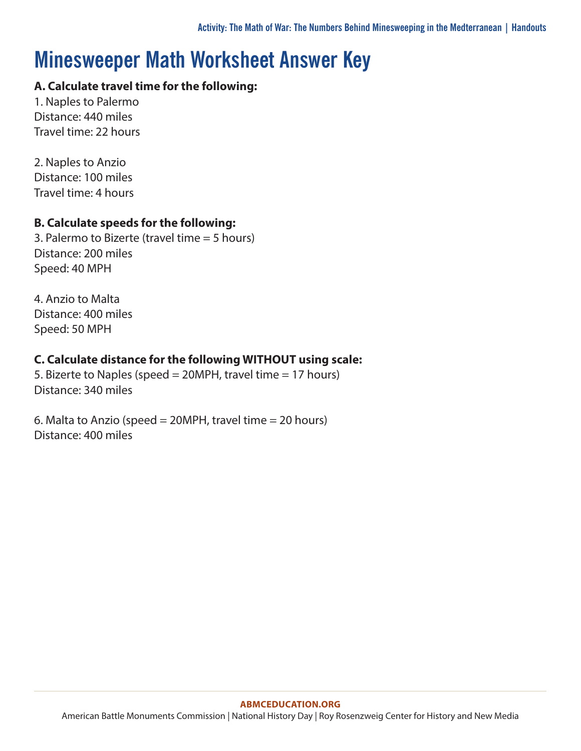# Minesweeper Math Worksheet Answer Key

**A. Calculate travel time for the following:**

1. Naples to Palermo
Distance: 440 miles
Travel time: 22 hours

2. Naples to Anzio
Distance: 100 miles
Travel time: 4 hours

**B. Calculate speeds for the following:**

3. Palermo to Bizerte (travel time = 5 hours)
Distance: 200 miles
Speed: 40 MPH

4. Anzio to Malta
Distance: 400 miles
Speed: 50 MPH

**C. Calculate distance for the following WITHOUT using scale:**

5. Bizerte to Naples (speed = 20MPH, travel time = 17 hours)
Distance: 340 miles

6. Malta to Anzio (speed = 20MPH, travel time = 20 hours)
Distance: 400 miles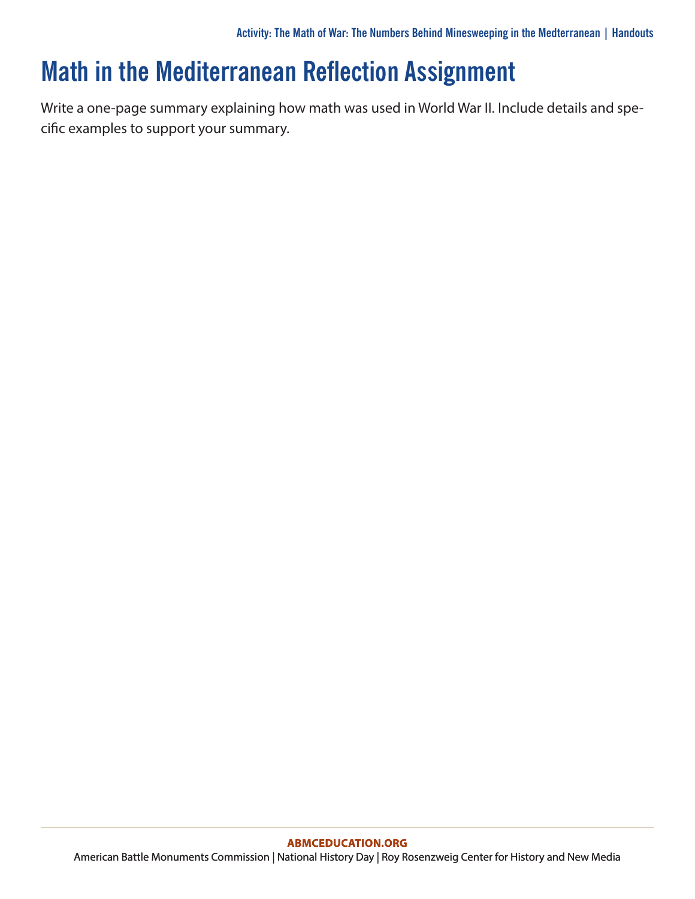# Math in the Mediterranean Reflection Assignment

Write a one-page summary explaining how math was used in World War II. Include details and specific examples to support your summary.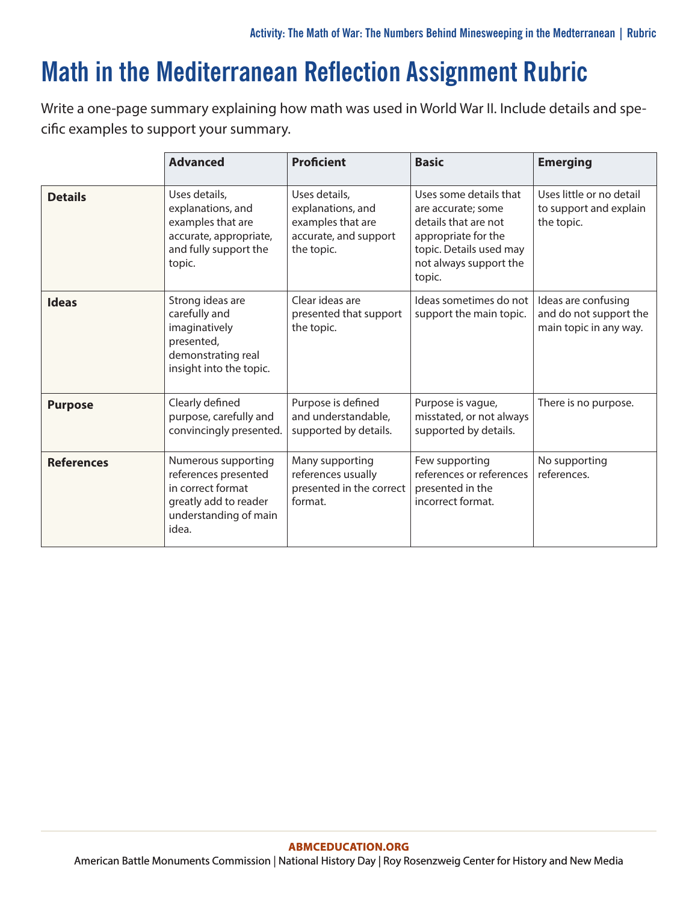# Math in the Mediterranean Reflection Assignment Rubric

Write a one-page summary explaining how math was used in World War II. Include details and specific examples to support your summary.

| | Advanced | Proficient | Basic | Emerging |
|---|---|---|---|---|
| **Details** | Uses details, explanations, and examples that are accurate, appropriate, and fully support the topic. | Uses details, explanations, and examples that are accurate, and support the topic. | Uses some details that are accurate; some details that are not appropriate for the topic. Details used may not always support the topic. | Uses little or no detail to support and explain the topic. |
| **Ideas** | Strong ideas are carefully and imaginatively presented, demonstrating real insight into the topic. | Clear ideas are presented that support the topic. | Ideas sometimes do not support the main topic. | Ideas are confusing and do not support the main topic in any way. |
| **Purpose** | Clearly defined purpose, carefully and convincingly presented. | Purpose is defined and understandable, supported by details. | Purpose is vague, misstated, or not always supported by details. | There is no purpose. |
| **References** | Numerous supporting references presented in correct format greatly add to reader understanding of main idea. | Many supporting references usually presented in the correct format. | Few supporting references or references presented in the incorrect format. | No supporting references. |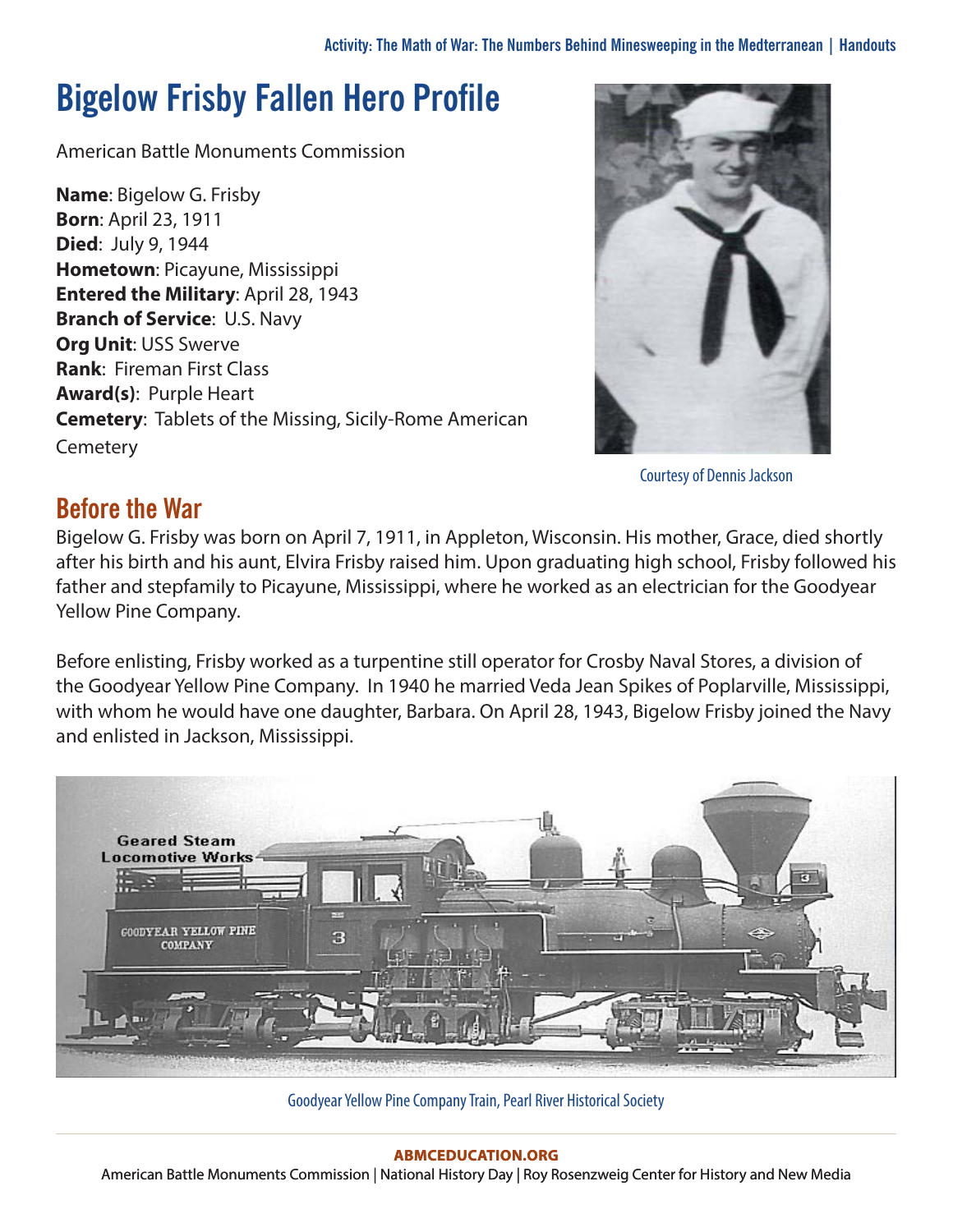# Bigelow Frisby Fallen Hero Profile

American Battle Monuments Commission

**Name**: Bigelow G. Frisby
**Born**: April 23, 1911
**Died**: July 9, 1944
**Hometown**: Picayune, Mississippi
**Entered the Military**: April 28, 1943
**Branch of Service**: U.S. Navy
**Org Unit**: USS Swerve
**Rank**: Fireman First Class
**Award(s)**: Purple Heart
**Cemetery**: Tablets of the Missing, Sicily-Rome American Cemetery

Courtesy of Dennis Jackson

## Before the War

Bigelow G. Frisby was born on April 7, 1911, in Appleton, Wisconsin. His mother, Grace, died shortly after his birth and his aunt, Elvira Frisby raised him. Upon graduating high school, Frisby followed his father and stepfamily to Picayune, Mississippi, where he worked as an electrician for the Goodyear Yellow Pine Company.

Before enlisting, Frisby worked as a turpentine still operator for Crosby Naval Stores, a division of the Goodyear Yellow Pine Company. In 1940 he married Veda Jean Spikes of Poplarville, Mississippi, with whom he would have one daughter, Barbara. On April 28, 1943, Bigelow Frisby joined the Navy and enlisted in Jackson, Mississippi.

Goodyear Yellow Pine Company Train, Pearl River Historical Society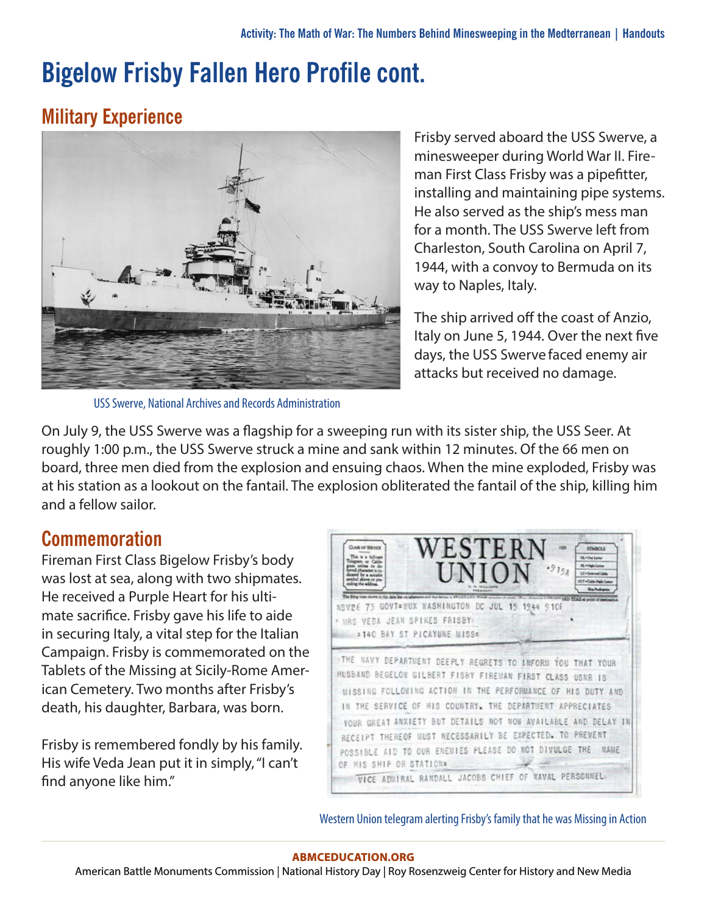# Bigelow Frisby Fallen Hero Profile cont.

## Military Experience

USS Swerve, National Archives and Records Administration

Frisby served aboard the USS Swerve, a minesweeper during World War II. Fireman First Class Frisby was a pipefitter, installing and maintaining pipe systems. He also served as the ship's mess man for a month. The USS Swerve left from Charleston, South Carolina on April 7, 1944, with a convoy to Bermuda on its way to Naples, Italy.

The ship arrived off the coast of Anzio, Italy on June 5, 1944. Over the next five days, the USS Swerve faced enemy air attacks but received no damage.

On July 9, the USS Swerve was a flagship for a sweeping run with its sister ship, the USS Seer. At roughly 1:00 p.m., the USS Swerve struck a mine and sank within 12 minutes. Of the 66 men on board, three men died from the explosion and ensuing chaos. When the mine exploded, Frisby was at his station as a lookout on the fantail. The explosion obliterated the fantail of the ship, killing him and a fellow sailor.

## Commemoration

Fireman First Class Bigelow Frisby's body was lost at sea, along with two shipmates. He received a Purple Heart for his ultimate sacrifice. Frisby gave his life to aide in securing Italy, a vital step for the Italian Campaign. Frisby is commemorated on the Tablets of the Missing at Sicily-Rome American Cemetery. Two months after Frisby's death, his daughter, Barbara, was born.

Frisby is remembered fondly by his family. His wife Veda Jean put it in simply, "I can't find anyone like him."

WESTERN UNION

NSV26 73 GOVT=WUX WASHINGTON DC JUL 15 1944 910P

MRS VEDA JEAN SPIKES FRISBY=

=140 BAY ST PICAYUNE MISS=

THE NAVY DEPARTMENT DEEPLY REGRETS TO INFORM YOU THAT YOUR HUSBAND BEGELOW GILBERT FISBY FIREMAN FIRST CLASS USNR IS MISSING FOLLOWING ACTION IN THE PERFORMANCE OF HIS DUTY AND IN THE SERVICE OF HIS COUNTRY. THE DEPARTMENT APPRECIATES YOUR GREAT ANXIETY BUT DETAILS NOT NOW AVAILABLE AND DELAY IN RECEIPT THEREOF MUST NECESSARILY BE EXPECTED. TO PREVENT POSSIBLE AID TO OUR ENEMIES PLEASE DO NOT DIVULGE THE NAME OF HIS SHIP OR STATION=

VICE ADMIRAL RANDALL JACOBS CHIEF OF NAVAL PERSONNEL.

Western Union telegram alerting Frisby's family that he was Missing in Action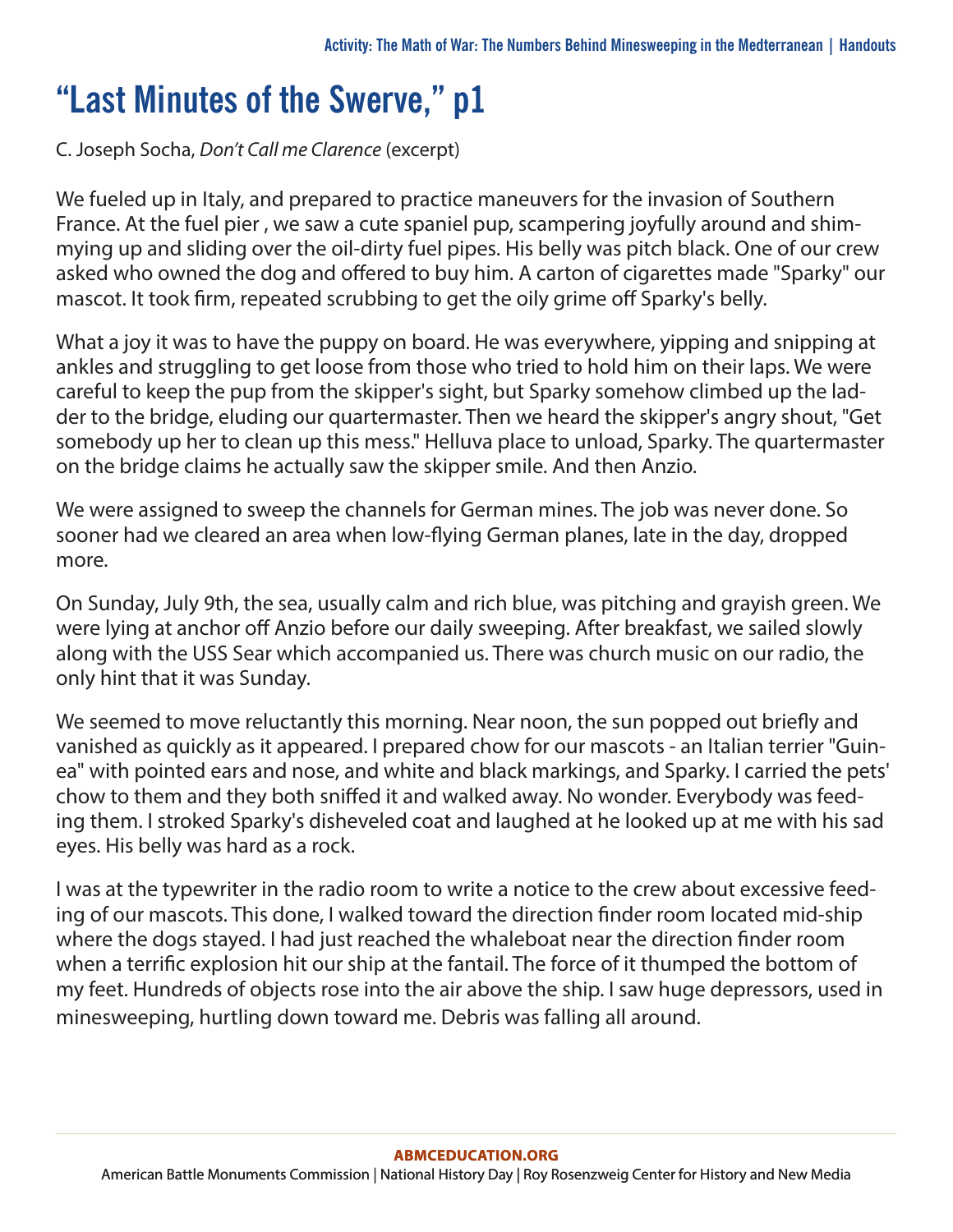# "Last Minutes of the Swerve," p1

C. Joseph Socha, *Don't Call me Clarence* (excerpt)

We fueled up in Italy, and prepared to practice maneuvers for the invasion of Southern France. At the fuel pier , we saw a cute spaniel pup, scampering joyfully around and shimmying up and sliding over the oil-dirty fuel pipes. His belly was pitch black. One of our crew asked who owned the dog and offered to buy him. A carton of cigarettes made "Sparky" our mascot. It took firm, repeated scrubbing to get the oily grime off Sparky's belly.

What a joy it was to have the puppy on board. He was everywhere, yipping and snipping at ankles and struggling to get loose from those who tried to hold him on their laps. We were careful to keep the pup from the skipper's sight, but Sparky somehow climbed up the ladder to the bridge, eluding our quartermaster. Then we heard the skipper's angry shout, "Get somebody up her to clean up this mess." Helluva place to unload, Sparky. The quartermaster on the bridge claims he actually saw the skipper smile. And then Anzio.

We were assigned to sweep the channels for German mines. The job was never done. So sooner had we cleared an area when low-flying German planes, late in the day, dropped more.

On Sunday, July 9th, the sea, usually calm and rich blue, was pitching and grayish green. We were lying at anchor off Anzio before our daily sweeping. After breakfast, we sailed slowly along with the USS Sear which accompanied us. There was church music on our radio, the only hint that it was Sunday.

We seemed to move reluctantly this morning. Near noon, the sun popped out briefly and vanished as quickly as it appeared. I prepared chow for our mascots - an Italian terrier "Guinea" with pointed ears and nose, and white and black markings, and Sparky. I carried the pets' chow to them and they both sniffed it and walked away. No wonder. Everybody was feeding them. I stroked Sparky's disheveled coat and laughed at he looked up at me with his sad eyes. His belly was hard as a rock.

I was at the typewriter in the radio room to write a notice to the crew about excessive feeding of our mascots. This done, I walked toward the direction finder room located mid-ship where the dogs stayed. I had just reached the whaleboat near the direction finder room when a terrific explosion hit our ship at the fantail. The force of it thumped the bottom of my feet. Hundreds of objects rose into the air above the ship. I saw huge depressors, used in minesweeping, hurtling down toward me. Debris was falling all around.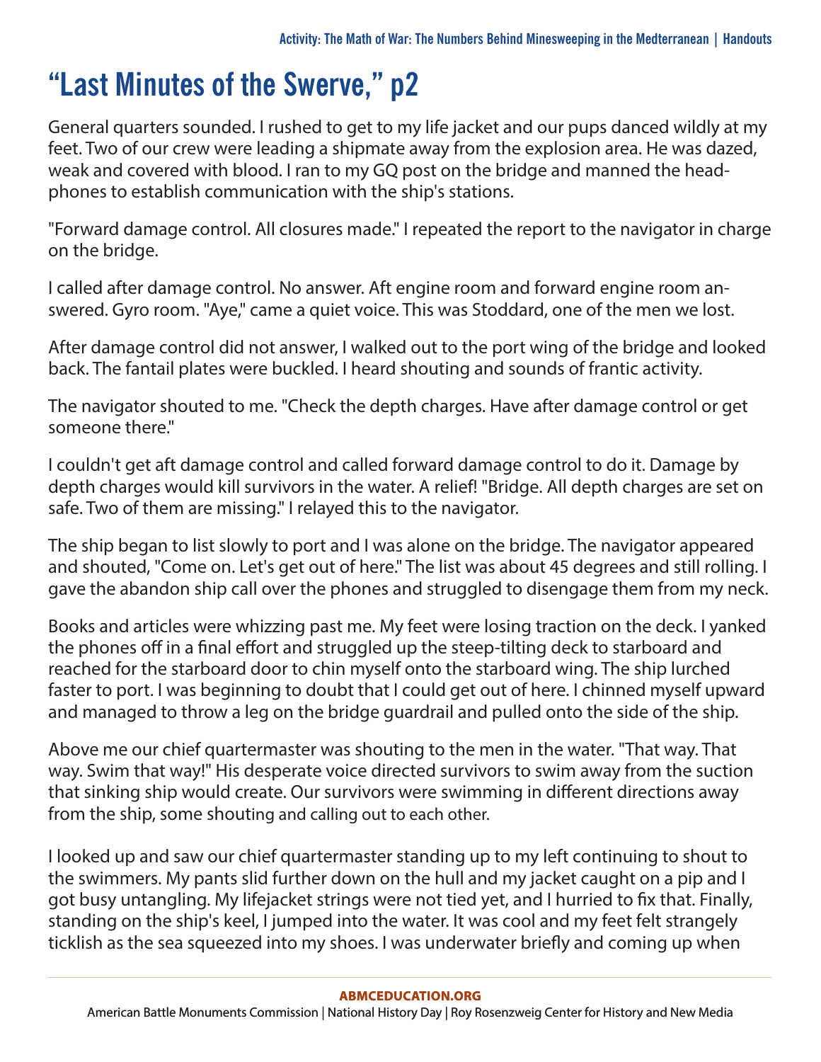# "Last Minutes of the Swerve," p2

General quarters sounded. I rushed to get to my life jacket and our pups danced wildly at my feet. Two of our crew were leading a shipmate away from the explosion area. He was dazed, weak and covered with blood. I ran to my GQ post on the bridge and manned the headphones to establish communication with the ship's stations.

"Forward damage control. All closures made." I repeated the report to the navigator in charge on the bridge.

I called after damage control. No answer. Aft engine room and forward engine room answered. Gyro room. "Aye," came a quiet voice. This was Stoddard, one of the men we lost.

After damage control did not answer, I walked out to the port wing of the bridge and looked back. The fantail plates were buckled. I heard shouting and sounds of frantic activity.

The navigator shouted to me. "Check the depth charges. Have after damage control or get someone there."

I couldn't get aft damage control and called forward damage control to do it. Damage by depth charges would kill survivors in the water. A relief! "Bridge. All depth charges are set on safe. Two of them are missing." I relayed this to the navigator.

The ship began to list slowly to port and I was alone on the bridge. The navigator appeared and shouted, "Come on. Let's get out of here." The list was about 45 degrees and still rolling. I gave the abandon ship call over the phones and struggled to disengage them from my neck.

Books and articles were whizzing past me. My feet were losing traction on the deck. I yanked the phones off in a final effort and struggled up the steep-tilting deck to starboard and reached for the starboard door to chin myself onto the starboard wing. The ship lurched faster to port. I was beginning to doubt that I could get out of here. I chinned myself upward and managed to throw a leg on the bridge guardrail and pulled onto the side of the ship.

Above me our chief quartermaster was shouting to the men in the water. "That way. That way. Swim that way!" His desperate voice directed survivors to swim away from the suction that sinking ship would create. Our survivors were swimming in different directions away from the ship, some shouting and calling out to each other.

I looked up and saw our chief quartermaster standing up to my left continuing to shout to the swimmers. My pants slid further down on the hull and my jacket caught on a pip and I got busy untangling. My lifejacket strings were not tied yet, and I hurried to fix that. Finally, standing on the ship's keel, I jumped into the water. It was cool and my feet felt strangely ticklish as the sea squeezed into my shoes. I was underwater briefly and coming up when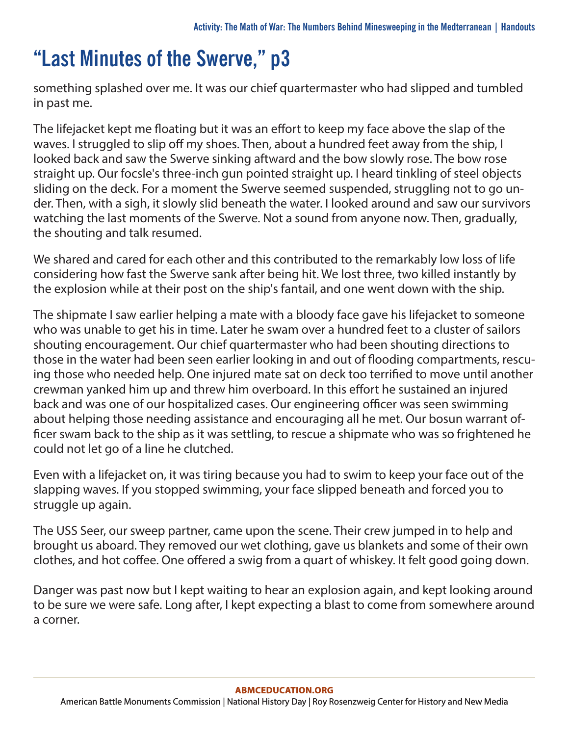# "Last Minutes of the Swerve," p3

something splashed over me. It was our chief quartermaster who had slipped and tumbled in past me.

The lifejacket kept me floating but it was an effort to keep my face above the slap of the waves. I struggled to slip off my shoes. Then, about a hundred feet away from the ship, I looked back and saw the Swerve sinking aftward and the bow slowly rose. The bow rose straight up. Our focsle's three-inch gun pointed straight up. I heard tinkling of steel objects sliding on the deck. For a moment the Swerve seemed suspended, struggling not to go under. Then, with a sigh, it slowly slid beneath the water. I looked around and saw our survivors watching the last moments of the Swerve. Not a sound from anyone now. Then, gradually, the shouting and talk resumed.

We shared and cared for each other and this contributed to the remarkably low loss of life considering how fast the Swerve sank after being hit. We lost three, two killed instantly by the explosion while at their post on the ship's fantail, and one went down with the ship.

The shipmate I saw earlier helping a mate with a bloody face gave his lifejacket to someone who was unable to get his in time. Later he swam over a hundred feet to a cluster of sailors shouting encouragement. Our chief quartermaster who had been shouting directions to those in the water had been seen earlier looking in and out of flooding compartments, rescuing those who needed help. One injured mate sat on deck too terrified to move until another crewman yanked him up and threw him overboard. In this effort he sustained an injured back and was one of our hospitalized cases. Our engineering officer was seen swimming about helping those needing assistance and encouraging all he met. Our bosun warrant officer swam back to the ship as it was settling, to rescue a shipmate who was so frightened he could not let go of a line he clutched.

Even with a lifejacket on, it was tiring because you had to swim to keep your face out of the slapping waves. If you stopped swimming, your face slipped beneath and forced you to struggle up again.

The USS Seer, our sweep partner, came upon the scene. Their crew jumped in to help and brought us aboard. They removed our wet clothing, gave us blankets and some of their own clothes, and hot coffee. One offered a swig from a quart of whiskey. It felt good going down.

Danger was past now but I kept waiting to hear an explosion again, and kept looking around to be sure we were safe. Long after, I kept expecting a blast to come from somewhere around a corner.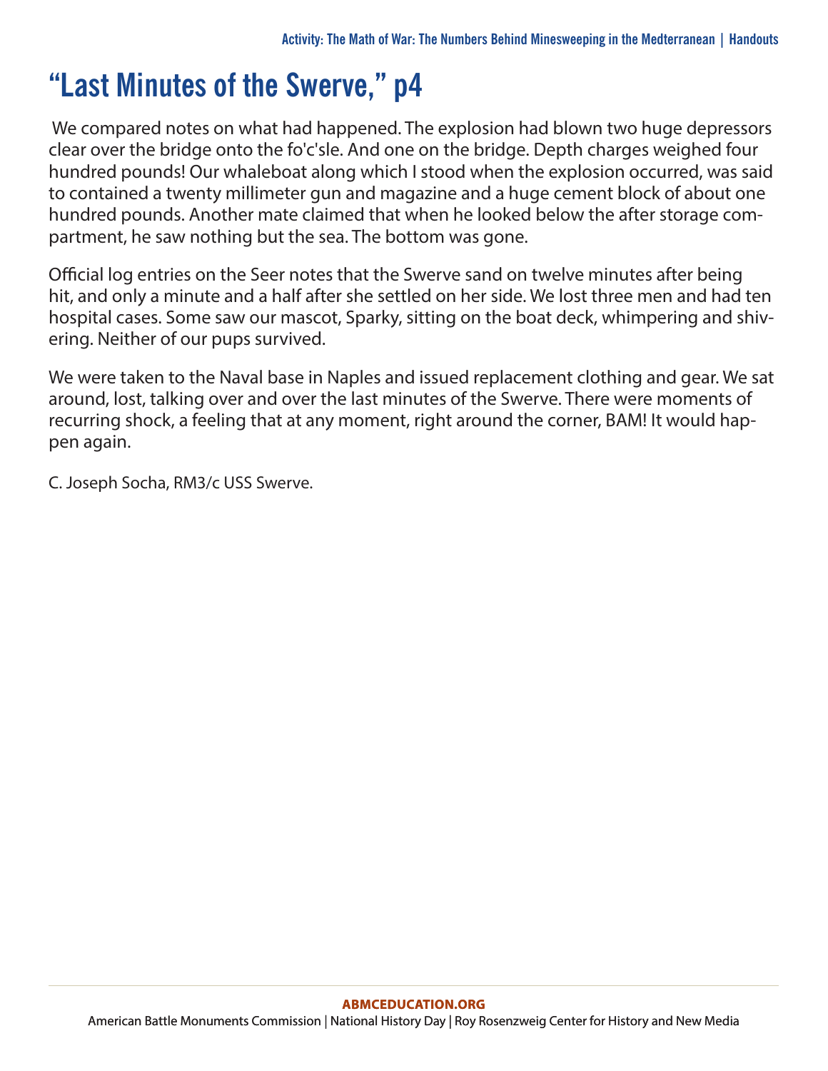# "Last Minutes of the Swerve," p4

We compared notes on what had happened. The explosion had blown two huge depressors clear over the bridge onto the fo'c'sle. And one on the bridge. Depth charges weighed four hundred pounds! Our whaleboat along which I stood when the explosion occurred, was said to contained a twenty millimeter gun and magazine and a huge cement block of about one hundred pounds. Another mate claimed that when he looked below the after storage compartment, he saw nothing but the sea. The bottom was gone.

Official log entries on the Seer notes that the Swerve sand on twelve minutes after being hit, and only a minute and a half after she settled on her side. We lost three men and had ten hospital cases. Some saw our mascot, Sparky, sitting on the boat deck, whimpering and shivering. Neither of our pups survived.

We were taken to the Naval base in Naples and issued replacement clothing and gear. We sat around, lost, talking over and over the last minutes of the Swerve. There were moments of recurring shock, a feeling that at any moment, right around the corner, BAM! It would happen again.

C. Joseph Socha, RM3/c USS Swerve.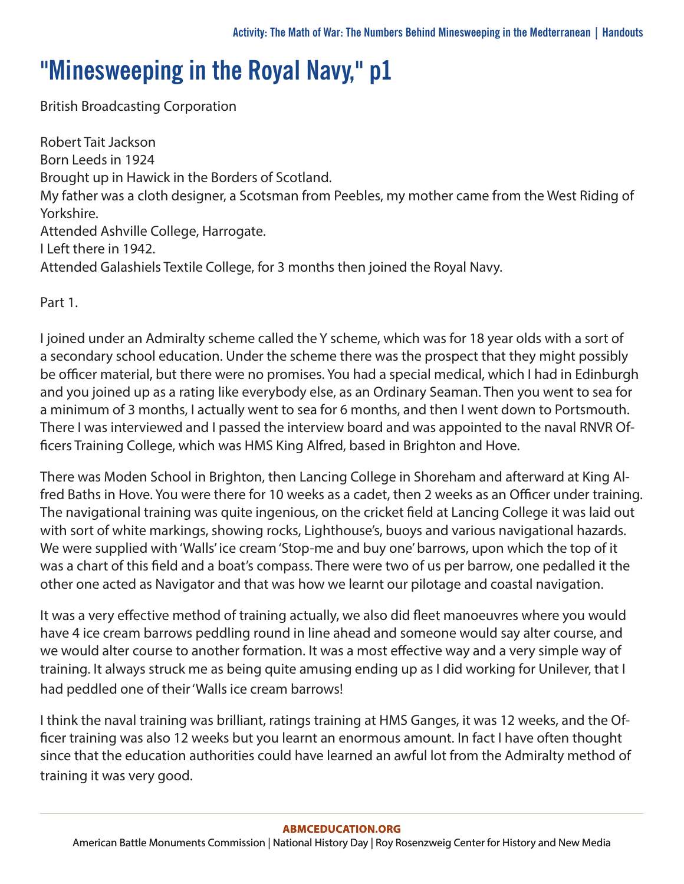# "Minesweeping in the Royal Navy," p1

British Broadcasting Corporation

Robert Tait Jackson
Born Leeds in 1924
Brought up in Hawick in the Borders of Scotland.
My father was a cloth designer, a Scotsman from Peebles, my mother came from the West Riding of Yorkshire.
Attended Ashville College, Harrogate.
I Left there in 1942.
Attended Galashiels Textile College, for 3 months then joined the Royal Navy.

Part 1.

I joined under an Admiralty scheme called the Y scheme, which was for 18 year olds with a sort of a secondary school education. Under the scheme there was the prospect that they might possibly be officer material, but there were no promises. You had a special medical, which I had in Edinburgh and you joined up as a rating like everybody else, as an Ordinary Seaman. Then you went to sea for a minimum of 3 months, I actually went to sea for 6 months, and then I went down to Portsmouth. There I was interviewed and I passed the interview board and was appointed to the naval RNVR Officers Training College, which was HMS King Alfred, based in Brighton and Hove.

There was Moden School in Brighton, then Lancing College in Shoreham and afterward at King Alfred Baths in Hove. You were there for 10 weeks as a cadet, then 2 weeks as an Officer under training. The navigational training was quite ingenious, on the cricket field at Lancing College it was laid out with sort of white markings, showing rocks, Lighthouse's, buoys and various navigational hazards. We were supplied with 'Walls' ice cream 'Stop-me and buy one' barrows, upon which the top of it was a chart of this field and a boat's compass. There were two of us per barrow, one pedalled it the other one acted as Navigator and that was how we learnt our pilotage and coastal navigation.

It was a very effective method of training actually, we also did fleet manoeuvres where you would have 4 ice cream barrows peddling round in line ahead and someone would say alter course, and we would alter course to another formation. It was a most effective way and a very simple way of training. It always struck me as being quite amusing ending up as I did working for Unilever, that I had peddled one of their 'Walls ice cream barrows!

I think the naval training was brilliant, ratings training at HMS Ganges, it was 12 weeks, and the Officer training was also 12 weeks but you learnt an enormous amount. In fact I have often thought since that the education authorities could have learned an awful lot from the Admiralty method of training it was very good.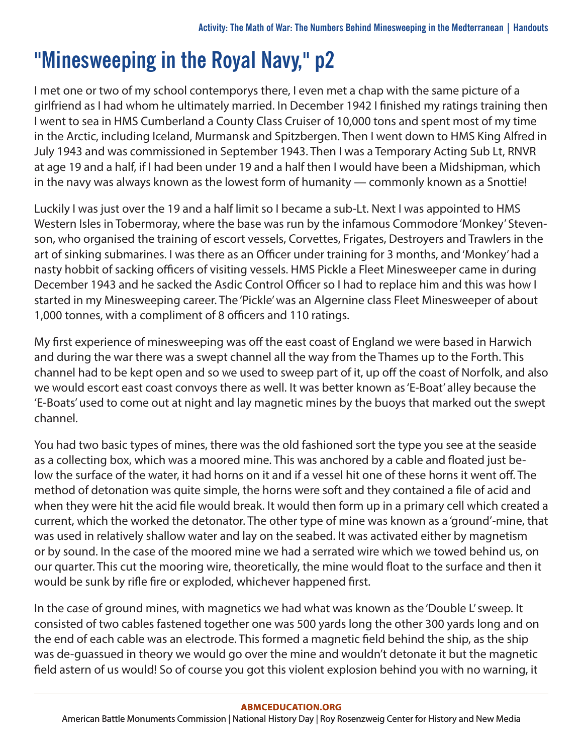# "Minesweeping in the Royal Navy," p2

I met one or two of my school contemporys there, I even met a chap with the same picture of a girlfriend as I had whom he ultimately married. In December 1942 I finished my ratings training then I went to sea in HMS Cumberland a County Class Cruiser of 10,000 tons and spent most of my time in the Arctic, including Iceland, Murmansk and Spitzbergen. Then I went down to HMS King Alfred in July 1943 and was commissioned in September 1943. Then I was a Temporary Acting Sub Lt, RNVR at age 19 and a half, if I had been under 19 and a half then I would have been a Midshipman, which in the navy was always known as the lowest form of humanity — commonly known as a Snottie!

Luckily I was just over the 19 and a half limit so I became a sub-Lt. Next I was appointed to HMS Western Isles in Tobermoray, where the base was run by the infamous Commodore 'Monkey' Stevenson, who organised the training of escort vessels, Corvettes, Frigates, Destroyers and Trawlers in the art of sinking submarines. I was there as an Officer under training for 3 months, and 'Monkey' had a nasty hobbit of sacking officers of visiting vessels. HMS Pickle a Fleet Minesweeper came in during December 1943 and he sacked the Asdic Control Officer so I had to replace him and this was how I started in my Minesweeping career. The 'Pickle' was an Algernine class Fleet Minesweeper of about 1,000 tonnes, with a compliment of 8 officers and 110 ratings.

My first experience of minesweeping was off the east coast of England we were based in Harwich and during the war there was a swept channel all the way from the Thames up to the Forth. This channel had to be kept open and so we used to sweep part of it, up off the coast of Norfolk, and also we would escort east coast convoys there as well. It was better known as 'E-Boat' alley because the 'E-Boats' used to come out at night and lay magnetic mines by the buoys that marked out the swept channel.

You had two basic types of mines, there was the old fashioned sort the type you see at the seaside as a collecting box, which was a moored mine. This was anchored by a cable and floated just below the surface of the water, it had horns on it and if a vessel hit one of these horns it went off. The method of detonation was quite simple, the horns were soft and they contained a file of acid and when they were hit the acid file would break. It would then form up in a primary cell which created a current, which the worked the detonator. The other type of mine was known as a 'ground'-mine, that was used in relatively shallow water and lay on the seabed. It was activated either by magnetism or by sound. In the case of the moored mine we had a serrated wire which we towed behind us, on our quarter. This cut the mooring wire, theoretically, the mine would float to the surface and then it would be sunk by rifle fire or exploded, whichever happened first.

In the case of ground mines, with magnetics we had what was known as the 'Double L' sweep. It consisted of two cables fastened together one was 500 yards long the other 300 yards long and on the end of each cable was an electrode. This formed a magnetic field behind the ship, as the ship was de-guassued in theory we would go over the mine and wouldn't detonate it but the magnetic field astern of us would! So of course you got this violent explosion behind you with no warning, it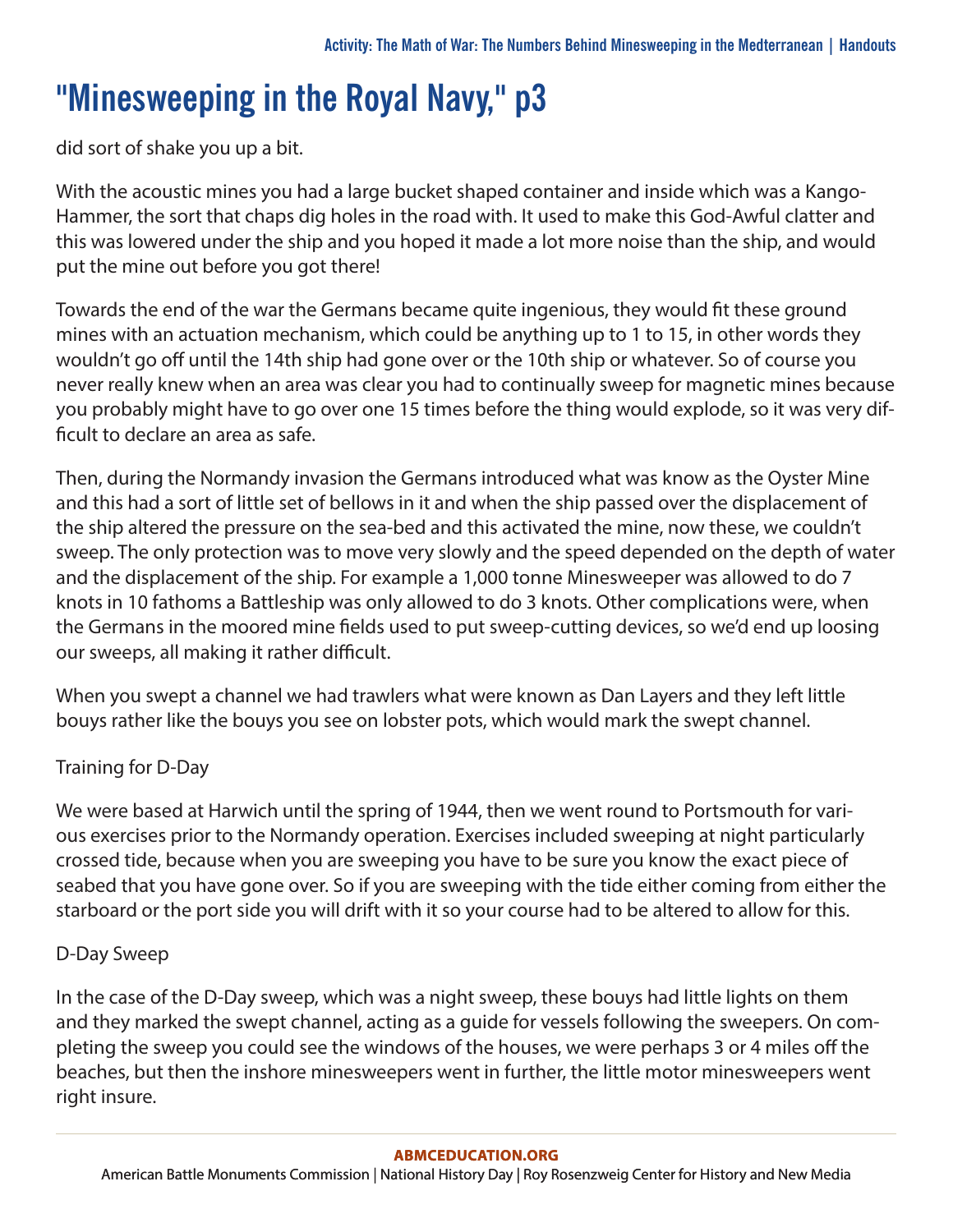# "Minesweeping in the Royal Navy," p3

did sort of shake you up a bit.

With the acoustic mines you had a large bucket shaped container and inside which was a Kango-Hammer, the sort that chaps dig holes in the road with. It used to make this God-Awful clatter and this was lowered under the ship and you hoped it made a lot more noise than the ship, and would put the mine out before you got there!

Towards the end of the war the Germans became quite ingenious, they would fit these ground mines with an actuation mechanism, which could be anything up to 1 to 15, in other words they wouldn't go off until the 14th ship had gone over or the 10th ship or whatever. So of course you never really knew when an area was clear you had to continually sweep for magnetic mines because you probably might have to go over one 15 times before the thing would explode, so it was very difficult to declare an area as safe.

Then, during the Normandy invasion the Germans introduced what was know as the Oyster Mine and this had a sort of little set of bellows in it and when the ship passed over the displacement of the ship altered the pressure on the sea-bed and this activated the mine, now these, we couldn't sweep. The only protection was to move very slowly and the speed depended on the depth of water and the displacement of the ship. For example a 1,000 tonne Minesweeper was allowed to do 7 knots in 10 fathoms a Battleship was only allowed to do 3 knots. Other complications were, when the Germans in the moored mine fields used to put sweep-cutting devices, so we'd end up loosing our sweeps, all making it rather difficult.

When you swept a channel we had trawlers what were known as Dan Layers and they left little bouys rather like the bouys you see on lobster pots, which would mark the swept channel.

Training for D-Day

We were based at Harwich until the spring of 1944, then we went round to Portsmouth for various exercises prior to the Normandy operation. Exercises included sweeping at night particularly crossed tide, because when you are sweeping you have to be sure you know the exact piece of seabed that you have gone over. So if you are sweeping with the tide either coming from either the starboard or the port side you will drift with it so your course had to be altered to allow for this.

D-Day Sweep

In the case of the D-Day sweep, which was a night sweep, these bouys had little lights on them and they marked the swept channel, acting as a guide for vessels following the sweepers. On completing the sweep you could see the windows of the houses, we were perhaps 3 or 4 miles off the beaches, but then the inshore minesweepers went in further, the little motor minesweepers went right insure.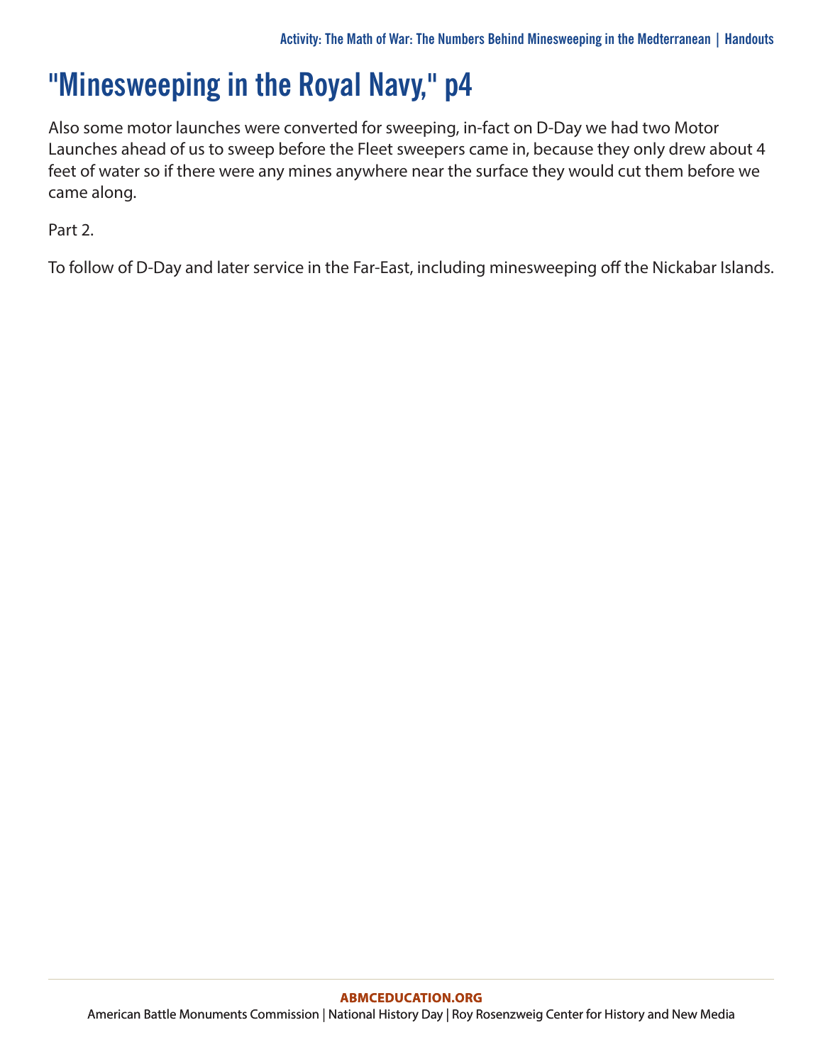# "Minesweeping in the Royal Navy," p4

Also some motor launches were converted for sweeping, in-fact on D-Day we had two Motor Launches ahead of us to sweep before the Fleet sweepers came in, because they only drew about 4 feet of water so if there were any mines anywhere near the surface they would cut them before we came along.

Part 2.

To follow of D-Day and later service in the Far-East, including minesweeping off the Nickabar Islands.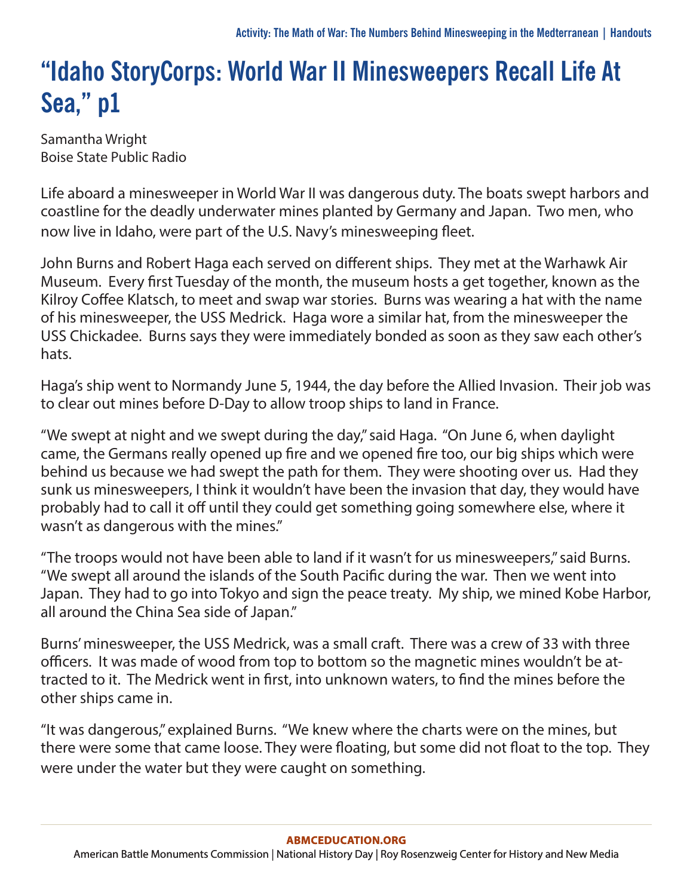# "Idaho StoryCorps: World War II Minesweepers Recall Life At Sea," p1

Samantha Wright
Boise State Public Radio

Life aboard a minesweeper in World War II was dangerous duty. The boats swept harbors and coastline for the deadly underwater mines planted by Germany and Japan. Two men, who now live in Idaho, were part of the U.S. Navy's minesweeping fleet.

John Burns and Robert Haga each served on different ships. They met at the Warhawk Air Museum. Every first Tuesday of the month, the museum hosts a get together, known as the Kilroy Coffee Klatsch, to meet and swap war stories. Burns was wearing a hat with the name of his minesweeper, the USS Medrick. Haga wore a similar hat, from the minesweeper the USS Chickadee. Burns says they were immediately bonded as soon as they saw each other's hats.

Haga's ship went to Normandy June 5, 1944, the day before the Allied Invasion. Their job was to clear out mines before D-Day to allow troop ships to land in France.

"We swept at night and we swept during the day," said Haga. "On June 6, when daylight came, the Germans really opened up fire and we opened fire too, our big ships which were behind us because we had swept the path for them. They were shooting over us. Had they sunk us minesweepers, I think it wouldn't have been the invasion that day, they would have probably had to call it off until they could get something going somewhere else, where it wasn't as dangerous with the mines."

"The troops would not have been able to land if it wasn't for us minesweepers," said Burns. "We swept all around the islands of the South Pacific during the war. Then we went into Japan. They had to go into Tokyo and sign the peace treaty. My ship, we mined Kobe Harbor, all around the China Sea side of Japan."

Burns' minesweeper, the USS Medrick, was a small craft. There was a crew of 33 with three officers. It was made of wood from top to bottom so the magnetic mines wouldn't be attracted to it. The Medrick went in first, into unknown waters, to find the mines before the other ships came in.

"It was dangerous," explained Burns. "We knew where the charts were on the mines, but there were some that came loose. They were floating, but some did not float to the top. They were under the water but they were caught on something.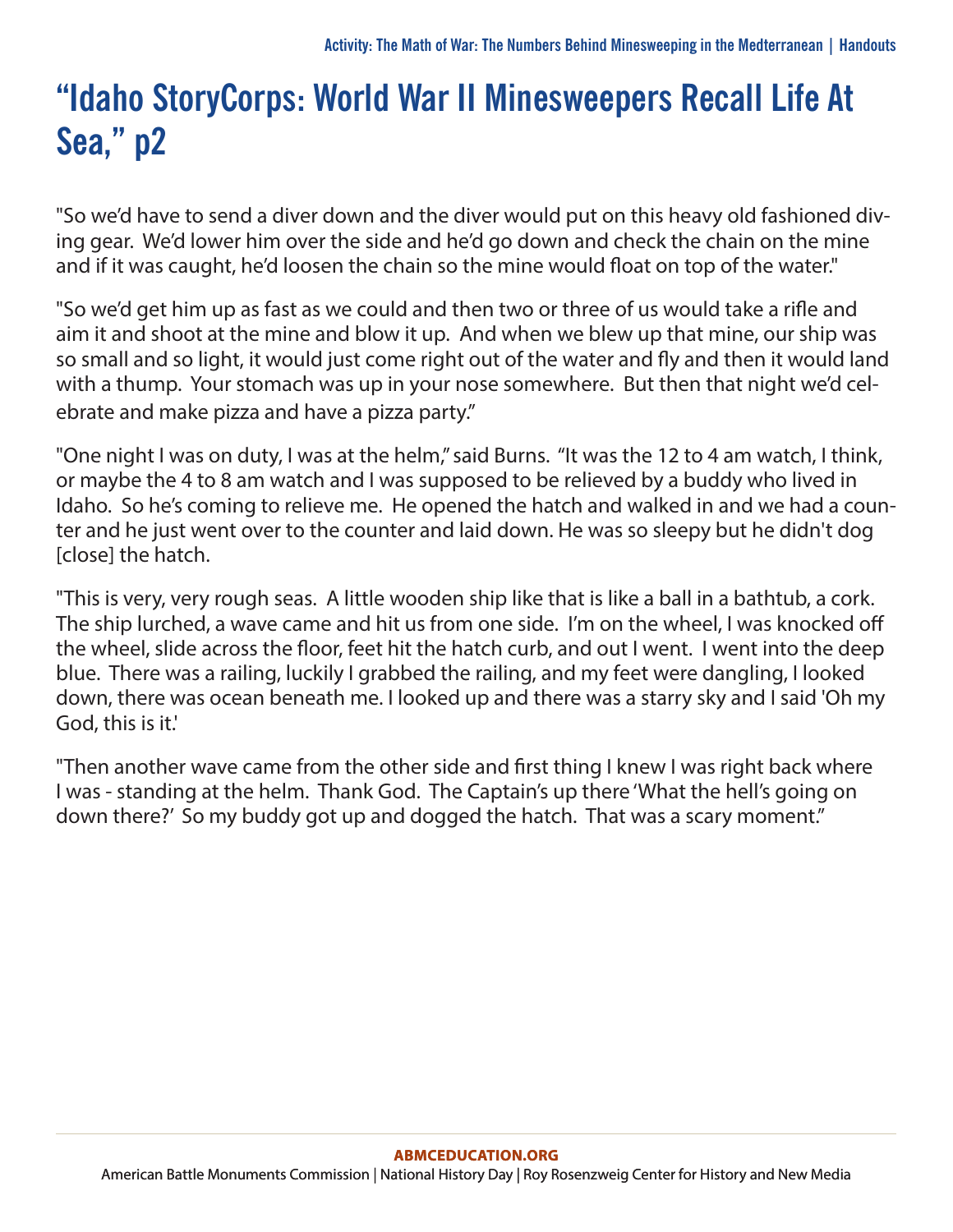# "Idaho StoryCorps: World War II Minesweepers Recall Life At Sea," p2

"So we'd have to send a diver down and the diver would put on this heavy old fashioned diving gear. We'd lower him over the side and he'd go down and check the chain on the mine and if it was caught, he'd loosen the chain so the mine would float on top of the water."

"So we'd get him up as fast as we could and then two or three of us would take a rifle and aim it and shoot at the mine and blow it up. And when we blew up that mine, our ship was so small and so light, it would just come right out of the water and fly and then it would land with a thump. Your stomach was up in your nose somewhere. But then that night we'd celebrate and make pizza and have a pizza party."

"One night I was on duty, I was at the helm," said Burns. "It was the 12 to 4 am watch, I think, or maybe the 4 to 8 am watch and I was supposed to be relieved by a buddy who lived in Idaho. So he's coming to relieve me. He opened the hatch and walked in and we had a counter and he just went over to the counter and laid down. He was so sleepy but he didn't dog [close] the hatch.

"This is very, very rough seas. A little wooden ship like that is like a ball in a bathtub, a cork. The ship lurched, a wave came and hit us from one side. I'm on the wheel, I was knocked off the wheel, slide across the floor, feet hit the hatch curb, and out I went. I went into the deep blue. There was a railing, luckily I grabbed the railing, and my feet were dangling, I looked down, there was ocean beneath me. I looked up and there was a starry sky and I said 'Oh my God, this is it.'

"Then another wave came from the other side and first thing I knew I was right back where I was - standing at the helm. Thank God. The Captain's up there 'What the hell's going on down there?' So my buddy got up and dogged the hatch. That was a scary moment."